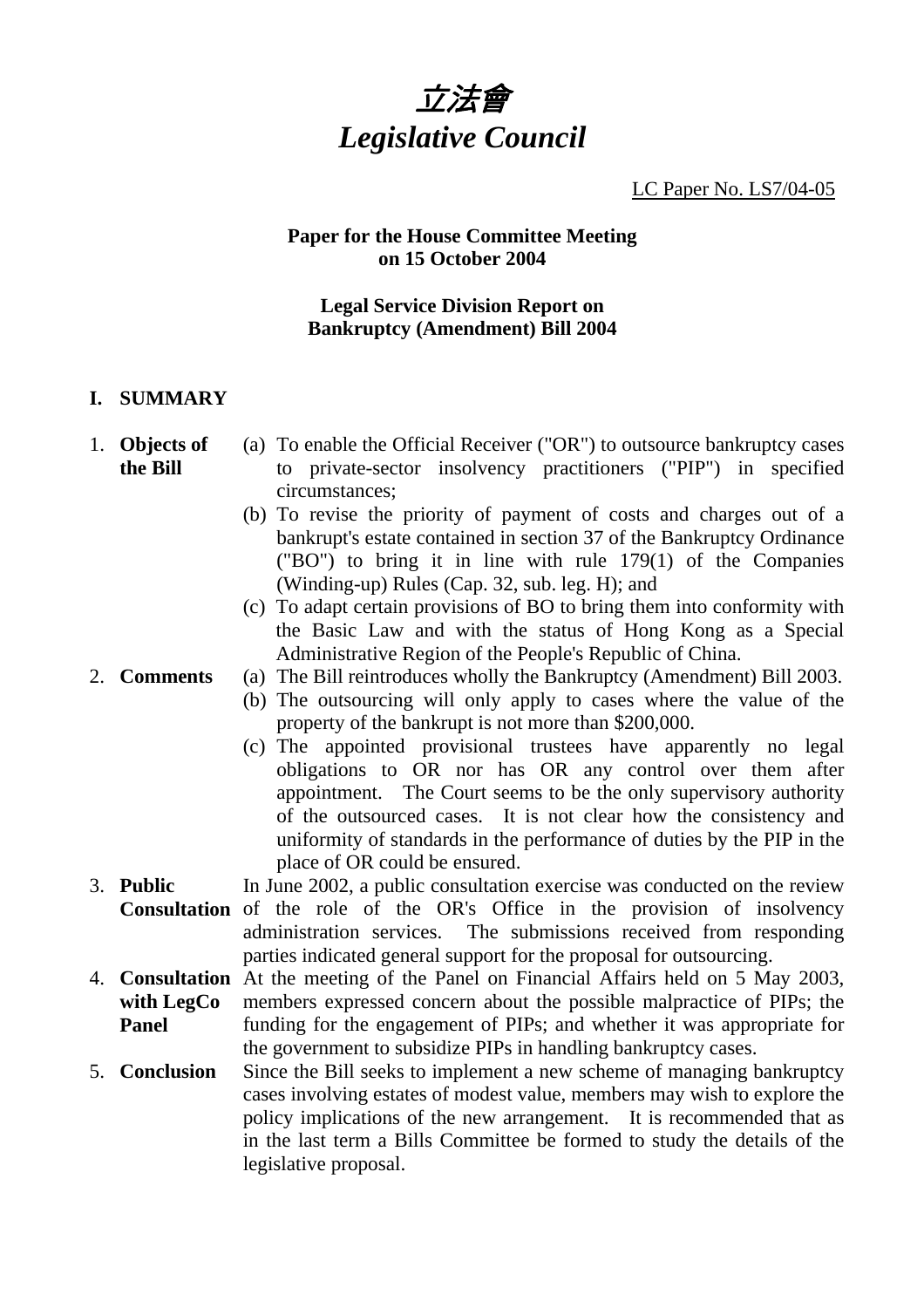# 立法會
# *Legislative Council*

LC Paper No. LS7/04-05

**Paper for the House Committee Meeting on 15 October 2004**

**Legal Service Division Report on Bankruptcy (Amendment) Bill 2004**

## I. SUMMARY

1. **Objects of the Bill**
   - (a) To enable the Official Receiver ("OR") to outsource bankruptcy cases to private-sector insolvency practitioners ("PIP") in specified circumstances;
   - (b) To revise the priority of payment of costs and charges out of a bankrupt's estate contained in section 37 of the Bankruptcy Ordinance ("BO") to bring it in line with rule 179(1) of the Companies (Winding-up) Rules (Cap. 32, sub. leg. H); and
   - (c) To adapt certain provisions of BO to bring them into conformity with the Basic Law and with the status of Hong Kong as a Special Administrative Region of the People's Republic of China.

2. **Comments**
   - (a) The Bill reintroduces wholly the Bankruptcy (Amendment) Bill 2003.
   - (b) The outsourcing will only apply to cases where the value of the property of the bankrupt is not more than $200,000.
   - (c) The appointed provisional trustees have apparently no legal obligations to OR nor has OR any control over them after appointment. The Court seems to be the only supervisory authority of the outsourced cases. It is not clear how the consistency and uniformity of standards in the performance of duties by the PIP in the place of OR could be ensured.

3. **Public Consultation**
   In June 2002, a public consultation exercise was conducted on the review of the role of the OR's Office in the provision of insolvency administration services. The submissions received from responding parties indicated general support for the proposal for outsourcing.

4. **Consultation with LegCo Panel**
   At the meeting of the Panel on Financial Affairs held on 5 May 2003, members expressed concern about the possible malpractice of PIPs; the funding for the engagement of PIPs; and whether it was appropriate for the government to subsidize PIPs in handling bankruptcy cases.

5. **Conclusion**
   Since the Bill seeks to implement a new scheme of managing bankruptcy cases involving estates of modest value, members may wish to explore the policy implications of the new arrangement. It is recommended that as in the last term a Bills Committee be formed to study the details of the legislative proposal.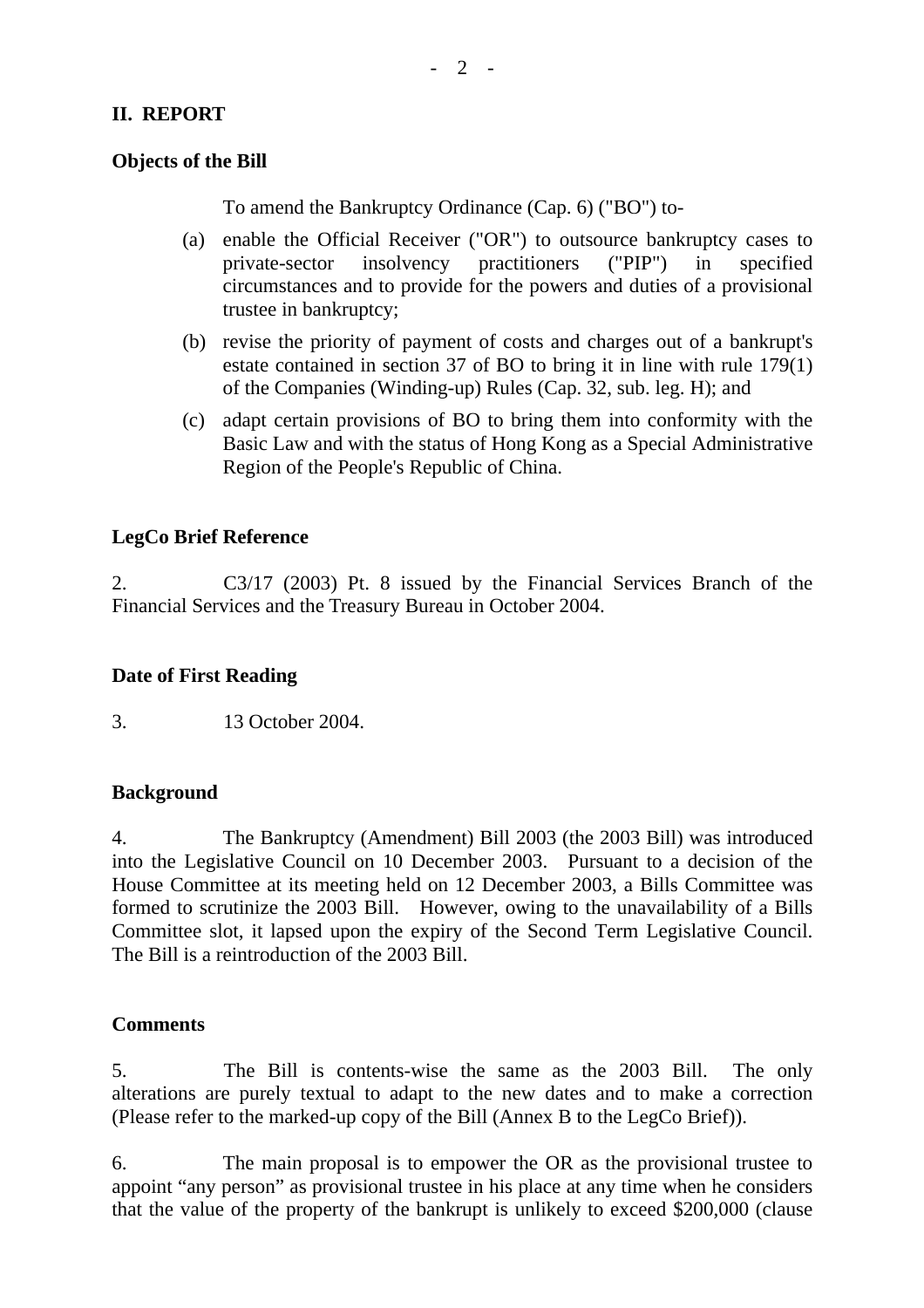## II. REPORT

### Objects of the Bill

To amend the Bankruptcy Ordinance (Cap. 6) ("BO") to-

(a) enable the Official Receiver ("OR") to outsource bankruptcy cases to private-sector insolvency practitioners ("PIP") in specified circumstances and to provide for the powers and duties of a provisional trustee in bankruptcy;

(b) revise the priority of payment of costs and charges out of a bankrupt's estate contained in section 37 of BO to bring it in line with rule 179(1) of the Companies (Winding-up) Rules (Cap. 32, sub. leg. H); and

(c) adapt certain provisions of BO to bring them into conformity with the Basic Law and with the status of Hong Kong as a Special Administrative Region of the People's Republic of China.

### LegCo Brief Reference

2. C3/17 (2003) Pt. 8 issued by the Financial Services Branch of the Financial Services and the Treasury Bureau in October 2004.

### Date of First Reading

3. 13 October 2004.

### Background

4. The Bankruptcy (Amendment) Bill 2003 (the 2003 Bill) was introduced into the Legislative Council on 10 December 2003. Pursuant to a decision of the House Committee at its meeting held on 12 December 2003, a Bills Committee was formed to scrutinize the 2003 Bill. However, owing to the unavailability of a Bills Committee slot, it lapsed upon the expiry of the Second Term Legislative Council. The Bill is a reintroduction of the 2003 Bill.

### Comments

5. The Bill is contents-wise the same as the 2003 Bill. The only alterations are purely textual to adapt to the new dates and to make a correction (Please refer to the marked-up copy of the Bill (Annex B to the LegCo Brief)).

6. The main proposal is to empower the OR as the provisional trustee to appoint "any person" as provisional trustee in his place at any time when he considers that the value of the property of the bankrupt is unlikely to exceed $200,000 (clause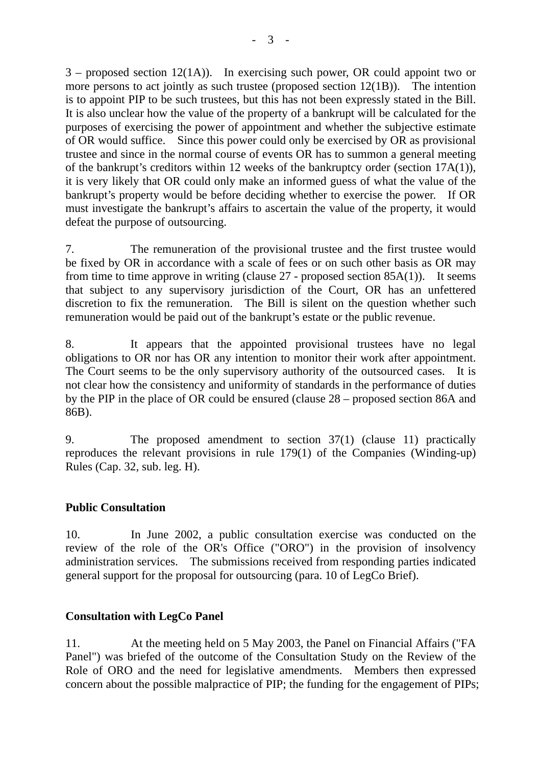3 – proposed section 12(1A)). In exercising such power, OR could appoint two or more persons to act jointly as such trustee (proposed section 12(1B)). The intention is to appoint PIP to be such trustees, but this has not been expressly stated in the Bill. It is also unclear how the value of the property of a bankrupt will be calculated for the purposes of exercising the power of appointment and whether the subjective estimate of OR would suffice. Since this power could only be exercised by OR as provisional trustee and since in the normal course of events OR has to summon a general meeting of the bankrupt's creditors within 12 weeks of the bankruptcy order (section 17A(1)), it is very likely that OR could only make an informed guess of what the value of the bankrupt's property would be before deciding whether to exercise the power. If OR must investigate the bankrupt's affairs to ascertain the value of the property, it would defeat the purpose of outsourcing.

7. The remuneration of the provisional trustee and the first trustee would be fixed by OR in accordance with a scale of fees or on such other basis as OR may from time to time approve in writing (clause 27 - proposed section 85A(1)). It seems that subject to any supervisory jurisdiction of the Court, OR has an unfettered discretion to fix the remuneration. The Bill is silent on the question whether such remuneration would be paid out of the bankrupt's estate or the public revenue.

8. It appears that the appointed provisional trustees have no legal obligations to OR nor has OR any intention to monitor their work after appointment. The Court seems to be the only supervisory authority of the outsourced cases. It is not clear how the consistency and uniformity of standards in the performance of duties by the PIP in the place of OR could be ensured (clause 28 – proposed section 86A and 86B).

9. The proposed amendment to section 37(1) (clause 11) practically reproduces the relevant provisions in rule 179(1) of the Companies (Winding-up) Rules (Cap. 32, sub. leg. H).

**Public Consultation**

10. In June 2002, a public consultation exercise was conducted on the review of the role of the OR's Office ("ORO") in the provision of insolvency administration services. The submissions received from responding parties indicated general support for the proposal for outsourcing (para. 10 of LegCo Brief).

**Consultation with LegCo Panel**

11. At the meeting held on 5 May 2003, the Panel on Financial Affairs ("FA Panel") was briefed of the outcome of the Consultation Study on the Review of the Role of ORO and the need for legislative amendments. Members then expressed concern about the possible malpractice of PIP; the funding for the engagement of PIPs;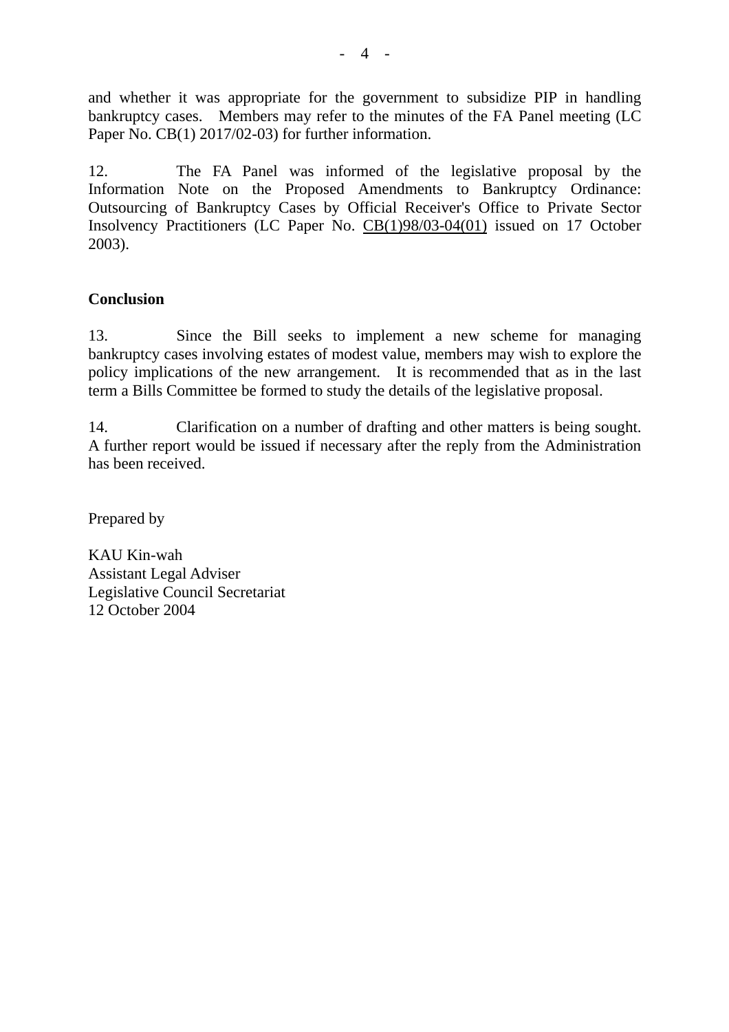and whether it was appropriate for the government to subsidize PIP in handling bankruptcy cases. Members may refer to the minutes of the FA Panel meeting (LC Paper No. CB(1) 2017/02-03) for further information.

12. The FA Panel was informed of the legislative proposal by the Information Note on the Proposed Amendments to Bankruptcy Ordinance: Outsourcing of Bankruptcy Cases by Official Receiver's Office to Private Sector Insolvency Practitioners (LC Paper No. CB(1)98/03-04(01) issued on 17 October 2003).

**Conclusion**

13. Since the Bill seeks to implement a new scheme for managing bankruptcy cases involving estates of modest value, members may wish to explore the policy implications of the new arrangement. It is recommended that as in the last term a Bills Committee be formed to study the details of the legislative proposal.

14. Clarification on a number of drafting and other matters is being sought. A further report would be issued if necessary after the reply from the Administration has been received.

Prepared by

KAU Kin-wah
Assistant Legal Adviser
Legislative Council Secretariat
12 October 2004